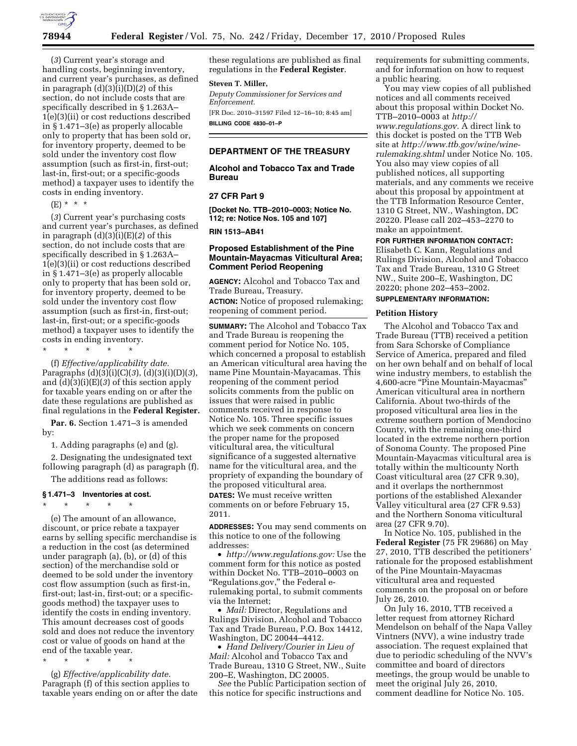(*3*) Current year's storage and handling costs, beginning inventory, and current year's purchases, as defined in paragraph (d)(3)(i)(D)(*2*) of this section, do not include costs that are specifically described in § 1.263A–1(e)(3)(ii) or cost reductions described in § 1.471–3(e) as properly allocable only to property that has been sold or, for inventory property, deemed to be sold under the inventory cost flow assumption (such as first-in, first-out; last-in, first-out; or a specific-goods method) a taxpayer uses to identify the costs in ending inventory.

(E) * * *

(*3*) Current year's purchasing costs and current year's purchases, as defined in paragraph (d)(3)(i)(E)(*2*) of this section, do not include costs that are specifically described in § 1.263A–1(e)(3)(ii) or cost reductions described in § 1.471–3(e) as properly allocable only to property that has been sold or, for inventory property, deemed to be sold under the inventory cost flow assumption (such as first-in, first-out; last-in, first-out; or a specific-goods method) a taxpayer uses to identify the costs in ending inventory.

\* \* \* \* \*

(f) *Effective/applicability date.* Paragraphs (d)(3)(i)(C)(*3*), (d)(3)(i)(D)(*3*), and (d)(3)(i)(E)(*3*) of this section apply for taxable years ending on or after the date these regulations are published as final regulations in the **Federal Register.**

**Par. 6.** Section 1.471–3 is amended by:

1. Adding paragraphs (e) and (g).

2. Designating the undesignated text following paragraph (d) as paragraph (f).

The additions read as follows:

#### § 1.471–3 Inventories at cost.

\* \* \* \* \*

(e) The amount of an allowance, discount, or price rebate a taxpayer earns by selling specific merchandise is a reduction in the cost (as determined under paragraph (a), (b), or (d) of this section) of the merchandise sold or deemed to be sold under the inventory cost flow assumption (such as first-in, first-out; last-in, first-out; or a specific-goods method) the taxpayer uses to identify the costs in ending inventory. This amount decreases cost of goods sold and does not reduce the inventory cost or value of goods on hand at the end of the taxable year.

\* \* \* \* \*

(g) *Effective/applicability date.* Paragraph (f) of this section applies to taxable years ending on or after the date these regulations are published as final regulations in the **Federal Register**.

**Steven T. Miller,**

*Deputy Commissioner for Services and Enforcement.*

[FR Doc. 2010–31597 Filed 12–16–10; 8:45 am]

**BILLING CODE 4830–01–P**

---

## DEPARTMENT OF THE TREASURY

### Alcohol and Tobacco Tax and Trade Bureau

### 27 CFR Part 9

**[Docket No. TTB–2010–0003; Notice No. 112; re: Notice Nos. 105 and 107]**

**RIN 1513–AB41**

### Proposed Establishment of the Pine Mountain-Mayacmas Viticultural Area; Comment Period Reopening

**AGENCY:** Alcohol and Tobacco Tax and Trade Bureau, Treasury.

**ACTION:** Notice of proposed rulemaking; reopening of comment period.

**SUMMARY:** The Alcohol and Tobacco Tax and Trade Bureau is reopening the comment period for Notice No. 105, which concerned a proposal to establish an American viticultural area having the name Pine Mountain-Mayacamas. This reopening of the comment period solicits comments from the public on issues that were raised in public comments received in response to Notice No. 105. Three specific issues which we seek comments on concern the proper name for the proposed viticultural area, the viticultural significance of a suggested alternative name for the viticultural area, and the propriety of expanding the boundary of the proposed viticultural area.

**DATES:** We must receive written comments on or before February 15, 2011.

**ADDRESSES:** You may send comments on this notice to one of the following addresses:

- *http://www.regulations.gov:* Use the comment form for this notice as posted within Docket No. TTB–2010–0003 on "Regulations.gov," the Federal e-rulemaking portal, to submit comments via the Internet;
- *Mail:* Director, Regulations and Rulings Division, Alcohol and Tobacco Tax and Trade Bureau, P.O. Box 14412, Washington, DC 20044–4412.
- *Hand Delivery/Courier in Lieu of Mail:* Alcohol and Tobacco Tax and Trade Bureau, 1310 G Street, NW., Suite 200–E, Washington, DC 20005.

*See* the Public Participation section of this notice for specific instructions and requirements for submitting comments, and for information on how to request a public hearing.

You may view copies of all published notices and all comments received about this proposal within Docket No. TTB–2010–0003 at *http://www.regulations.gov.* A direct link to this docket is posted on the TTB Web site at *http://www.ttb.gov/wine/wine-rulemaking.shtml* under Notice No. 105. You also may view copies of all published notices, all supporting materials, and any comments we receive about this proposal by appointment at the TTB Information Resource Center, 1310 G Street, NW., Washington, DC 20220. Please call 202–453–2270 to make an appointment.

**FOR FURTHER INFORMATION CONTACT:** Elisabeth C. Kann, Regulations and Rulings Division, Alcohol and Tobacco Tax and Trade Bureau, 1310 G Street NW., Suite 200–E, Washington, DC 20220; phone 202–453–2002.

**SUPPLEMENTARY INFORMATION:**

#### Petition History

The Alcohol and Tobacco Tax and Trade Bureau (TTB) received a petition from Sara Schorske of Compliance Service of America, prepared and filed on her own behalf and on behalf of local wine industry members, to establish the 4,600-acre "Pine Mountain-Mayacmas" American viticultural area in northern California. About two-thirds of the proposed viticultural area lies in the extreme southern portion of Mendocino County, with the remaining one-third located in the extreme northern portion of Sonoma County. The proposed Pine Mountain-Mayacmas viticultural area is totally within the multicounty North Coast viticultural area (27 CFR 9.30), and it overlaps the northernmost portions of the established Alexander Valley viticultural area (27 CFR 9.53) and the Northern Sonoma viticultural area (27 CFR 9.70).

In Notice No. 105, published in the **Federal Register** (75 FR 29686) on May 27, 2010, TTB described the petitioners' rationale for the proposed establishment of the Pine Mountain-Mayacmas viticultural area and requested comments on the proposal on or before July 26, 2010.

On July 16, 2010, TTB received a letter request from attorney Richard Mendelson on behalf of the Napa Valley Vintners (NVV), a wine industry trade association. The request explained that due to periodic scheduling of the NVV's committee and board of directors meetings, the group would be unable to meet the original July 26, 2010, comment deadline for Notice No. 105.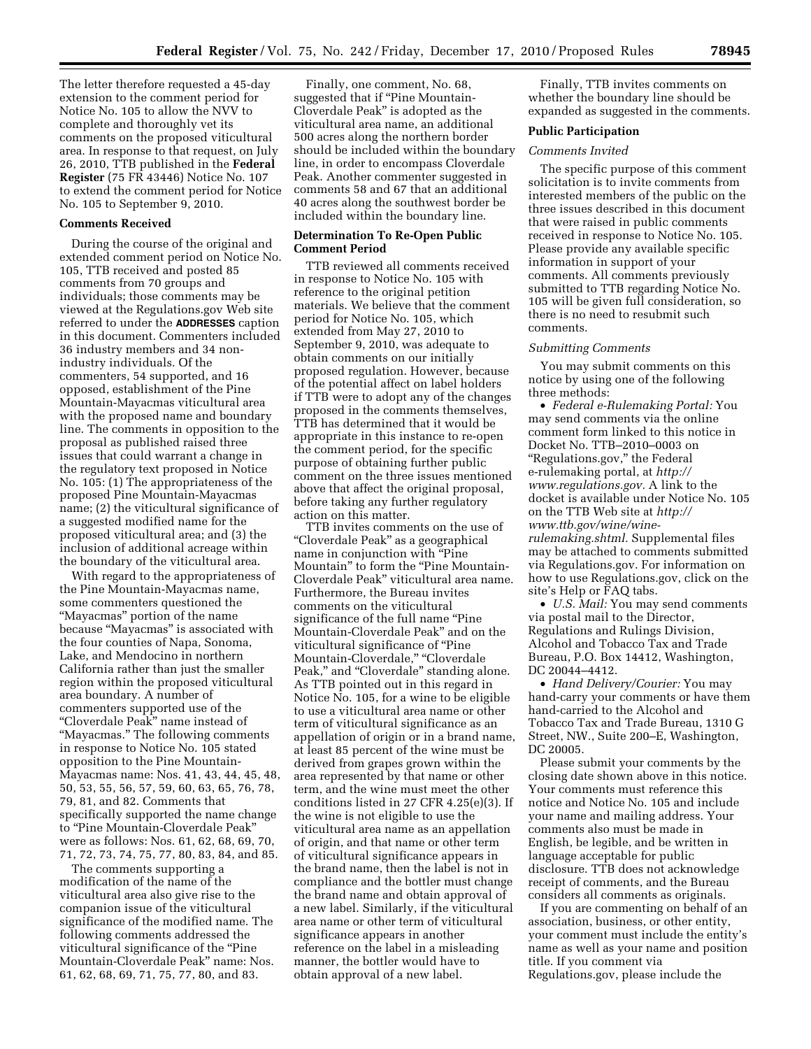The letter therefore requested a 45-day extension to the comment period for Notice No. 105 to allow the NVV to complete and thoroughly vet its comments on the proposed viticultural area. In response to that request, on July 26, 2010, TTB published in the **Federal Register** (75 FR 43446) Notice No. 107 to extend the comment period for Notice No. 105 to September 9, 2010.

### Comments Received

During the course of the original and extended comment period on Notice No. 105, TTB received and posted 85 comments from 70 groups and individuals; those comments may be viewed at the Regulations.gov Web site referred to under the **ADDRESSES** caption in this document. Commenters included 36 industry members and 34 non-industry individuals. Of the commenters, 54 supported, and 16 opposed, establishment of the Pine Mountain-Mayacmas viticultural area with the proposed name and boundary line. The comments in opposition to the proposal as published raised three issues that could warrant a change in the regulatory text proposed in Notice No. 105: (1) The appropriateness of the proposed Pine Mountain-Mayacmas name; (2) the viticultural significance of a suggested modified name for the proposed viticultural area; and (3) the inclusion of additional acreage within the boundary of the viticultural area.

With regard to the appropriateness of the Pine Mountain-Mayacmas name, some commenters questioned the "Mayacmas" portion of the name because "Mayacmas" is associated with the four counties of Napa, Sonoma, Lake, and Mendocino in northern California rather than just the smaller region within the proposed viticultural area boundary. A number of commenters supported use of the "Cloverdale Peak" name instead of "Mayacmas." The following comments in response to Notice No. 105 stated opposition to the Pine Mountain-Mayacmas name: Nos. 41, 43, 44, 45, 48, 50, 53, 55, 56, 57, 59, 60, 63, 65, 76, 78, 79, 81, and 82. Comments that specifically supported the name change to "Pine Mountain-Cloverdale Peak" were as follows: Nos. 61, 62, 68, 69, 70, 71, 72, 73, 74, 75, 77, 80, 83, 84, and 85.

The comments supporting a modification of the name of the viticultural area also give rise to the companion issue of the viticultural significance of the modified name. The following comments addressed the viticultural significance of the "Pine Mountain-Cloverdale Peak" name: Nos. 61, 62, 68, 69, 71, 75, 77, 80, and 83.

Finally, one comment, No. 68, suggested that if "Pine Mountain-Cloverdale Peak" is adopted as the viticultural area name, an additional 500 acres along the northern border should be included within the boundary line, in order to encompass Cloverdale Peak. Another commenter suggested in comments 58 and 67 that an additional 40 acres along the southwest border be included within the boundary line.

### Determination To Re-Open Public Comment Period

TTB reviewed all comments received in response to Notice No. 105 with reference to the original petition materials. We believe that the comment period for Notice No. 105, which extended from May 27, 2010 to September 9, 2010, was adequate to obtain comments on our initially proposed regulation. However, because of the potential affect on label holders if TTB were to adopt any of the changes proposed in the comments themselves, TTB has determined that it would be appropriate in this instance to re-open the comment period, for the specific purpose of obtaining further public comment on the three issues mentioned above that affect the original proposal, before taking any further regulatory action on this matter.

TTB invites comments on the use of "Cloverdale Peak" as a geographical name in conjunction with "Pine Mountain" to form the "Pine Mountain-Cloverdale Peak" viticultural area name. Furthermore, the Bureau invites comments on the viticultural significance of the full name "Pine Mountain-Cloverdale Peak" and on the viticultural significance of "Pine Mountain-Cloverdale," "Cloverdale Peak," and "Cloverdale" standing alone. As TTB pointed out in this regard in Notice No. 105, for a wine to be eligible to use a viticultural area name or other term of viticultural significance as an appellation of origin or in a brand name, at least 85 percent of the wine must be derived from grapes grown within the area represented by that name or other term, and the wine must meet the other conditions listed in 27 CFR 4.25(e)(3). If the wine is not eligible to use the viticultural area name as an appellation of origin, and that name or other term of viticultural significance appears in the brand name, then the label is not in compliance and the bottler must change the brand name and obtain approval of a new label. Similarly, if the viticultural area name or other term of viticultural significance appears in another reference on the label in a misleading manner, the bottler would have to obtain approval of a new label.

Finally, TTB invites comments on whether the boundary line should be expanded as suggested in the comments.

### Public Participation

*Comments Invited*

The specific purpose of this comment solicitation is to invite comments from interested members of the public on the three issues described in this document that were raised in public comments received in response to Notice No. 105. Please provide any available specific information in support of your comments. All comments previously submitted to TTB regarding Notice No. 105 will be given full consideration, so there is no need to resubmit such comments.

*Submitting Comments*

You may submit comments on this notice by using one of the following three methods:

- *Federal e-Rulemaking Portal:* You may send comments via the online comment form linked to this notice in Docket No. TTB–2010–0003 on "Regulations.gov," the Federal e-rulemaking portal, at *http://www.regulations.gov*. A link to the docket is available under Notice No. 105 on the TTB Web site at *http://www.ttb.gov/wine/wine-rulemaking.shtml*. Supplemental files may be attached to comments submitted via Regulations.gov. For information on how to use Regulations.gov, click on the site's Help or FAQ tabs.
- *U.S. Mail:* You may send comments via postal mail to the Director, Regulations and Rulings Division, Alcohol and Tobacco Tax and Trade Bureau, P.O. Box 14412, Washington, DC 20044–4412.
- *Hand Delivery/Courier:* You may hand-carry your comments or have them hand-carried to the Alcohol and Tobacco Tax and Trade Bureau, 1310 G Street, NW., Suite 200–E, Washington, DC 20005.

Please submit your comments by the closing date shown above in this notice. Your comments must reference this notice and Notice No. 105 and include your name and mailing address. Your comments also must be made in English, be legible, and be written in language acceptable for public disclosure. TTB does not acknowledge receipt of comments, and the Bureau considers all comments as originals.

If you are commenting on behalf of an association, business, or other entity, your comment must include the entity's name as well as your name and position title. If you comment via Regulations.gov, please include the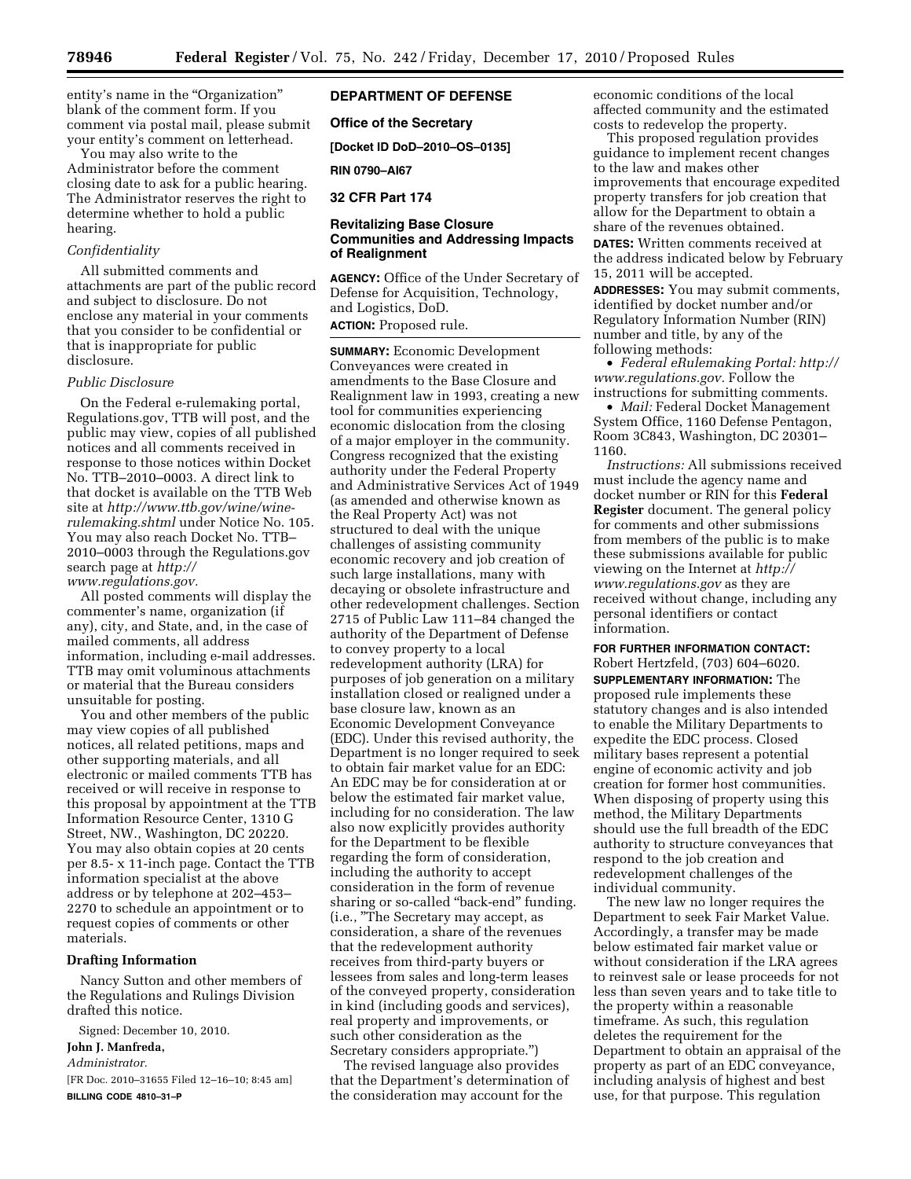entity's name in the "Organization" blank of the comment form. If you comment via postal mail, please submit your entity's comment on letterhead.

You may also write to the Administrator before the comment closing date to ask for a public hearing. The Administrator reserves the right to determine whether to hold a public hearing.

*Confidentiality*

All submitted comments and attachments are part of the public record and subject to disclosure. Do not enclose any material in your comments that you consider to be confidential or that is inappropriate for public disclosure.

*Public Disclosure*

On the Federal e-rulemaking portal, Regulations.gov, TTB will post, and the public may view, copies of all published notices and all comments received in response to those notices within Docket No. TTB–2010–0003. A direct link to that docket is available on the TTB Web site at *http://www.ttb.gov/wine/wine-rulemaking.shtml* under Notice No. 105. You may also reach Docket No. TTB–2010–0003 through the Regulations.gov search page at *http://www.regulations.gov.*

All posted comments will display the commenter's name, organization (if any), city, and State, and, in the case of mailed comments, all address information, including e-mail addresses. TTB may omit voluminous attachments or material that the Bureau considers unsuitable for posting.

You and other members of the public may view copies of all published notices, all related petitions, maps and other supporting materials, and all electronic or mailed comments TTB has received or will receive in response to this proposal by appointment at the TTB Information Resource Center, 1310 G Street, NW., Washington, DC 20220. You may also obtain copies at 20 cents per 8.5- x 11-inch page. Contact the TTB information specialist at the above address or by telephone at 202–453–2270 to schedule an appointment or to request copies of comments or other materials.

**Drafting Information**

Nancy Sutton and other members of the Regulations and Rulings Division drafted this notice.

Signed: December 10, 2010.

**John J. Manfreda,**

*Administrator.*

[FR Doc. 2010–31655 Filed 12–16–10; 8:45 am]

**BILLING CODE 4810–31–P**

## DEPARTMENT OF DEFENSE

### Office of the Secretary

**[Docket ID DoD–2010–OS–0135]**

**RIN 0790–AI67**

**32 CFR Part 174**

### Revitalizing Base Closure Communities and Addressing Impacts of Realignment

**AGENCY:** Office of the Under Secretary of Defense for Acquisition, Technology, and Logistics, DoD.

**ACTION:** Proposed rule.

**SUMMARY:** Economic Development Conveyances were created in amendments to the Base Closure and Realignment law in 1993, creating a new tool for communities experiencing economic dislocation from the closing of a major employer in the community. Congress recognized that the existing authority under the Federal Property and Administrative Services Act of 1949 (as amended and otherwise known as the Real Property Act) was not structured to deal with the unique challenges of assisting community economic recovery and job creation of such large installations, many with decaying or obsolete infrastructure and other redevelopment challenges. Section 2715 of Public Law 111–84 changed the authority of the Department of Defense to convey property to a local redevelopment authority (LRA) for purposes of job generation on a military installation closed or realigned under a base closure law, known as an Economic Development Conveyance (EDC). Under this revised authority, the Department is no longer required to seek to obtain fair market value for an EDC: An EDC may be for consideration at or below the estimated fair market value, including for no consideration. The law also now explicitly provides authority for the Department to be flexible regarding the form of consideration, including the authority to accept consideration in the form of revenue sharing or so-called "back-end" funding. (i.e., "The Secretary may accept, as consideration, a share of the revenues that the redevelopment authority receives from third-party buyers or lessees from sales and long-term leases of the conveyed property, consideration in kind (including goods and services), real property and improvements, or such other consideration as the Secretary considers appropriate.")

The revised language also provides that the Department's determination of the consideration may account for the economic conditions of the local affected community and the estimated costs to redevelop the property.

This proposed regulation provides guidance to implement recent changes to the law and makes other improvements that encourage expedited property transfers for job creation that allow for the Department to obtain a share of the revenues obtained.

**DATES:** Written comments received at the address indicated below by February 15, 2011 will be accepted.

**ADDRESSES:** You may submit comments, identified by docket number and/or Regulatory Information Number (RIN) number and title, by any of the following methods:

- *Federal eRulemaking Portal: http://www.regulations.gov.* Follow the instructions for submitting comments.
- *Mail:* Federal Docket Management System Office, 1160 Defense Pentagon, Room 3C843, Washington, DC 20301–1160.

*Instructions:* All submissions received must include the agency name and docket number or RIN for this **Federal Register** document. The general policy for comments and other submissions from members of the public is to make these submissions available for public viewing on the Internet at *http://www.regulations.gov* as they are received without change, including any personal identifiers or contact information.

**FOR FURTHER INFORMATION CONTACT:** Robert Hertzfeld, (703) 604–6020.

**SUPPLEMENTARY INFORMATION:** The proposed rule implements these statutory changes and is also intended to enable the Military Departments to expedite the EDC process. Closed military bases represent a potential engine of economic activity and job creation for former host communities. When disposing of property using this method, the Military Departments should use the full breadth of the EDC authority to structure conveyances that respond to the job creation and redevelopment challenges of the individual community.

The new law no longer requires the Department to seek Fair Market Value. Accordingly, a transfer may be made below estimated fair market value or without consideration if the LRA agrees to reinvest sale or lease proceeds for not less than seven years and to take title to the property within a reasonable timeframe. As such, this regulation deletes the requirement for the Department to obtain an appraisal of the property as part of an EDC conveyance, including analysis of highest and best use, for that purpose. This regulation